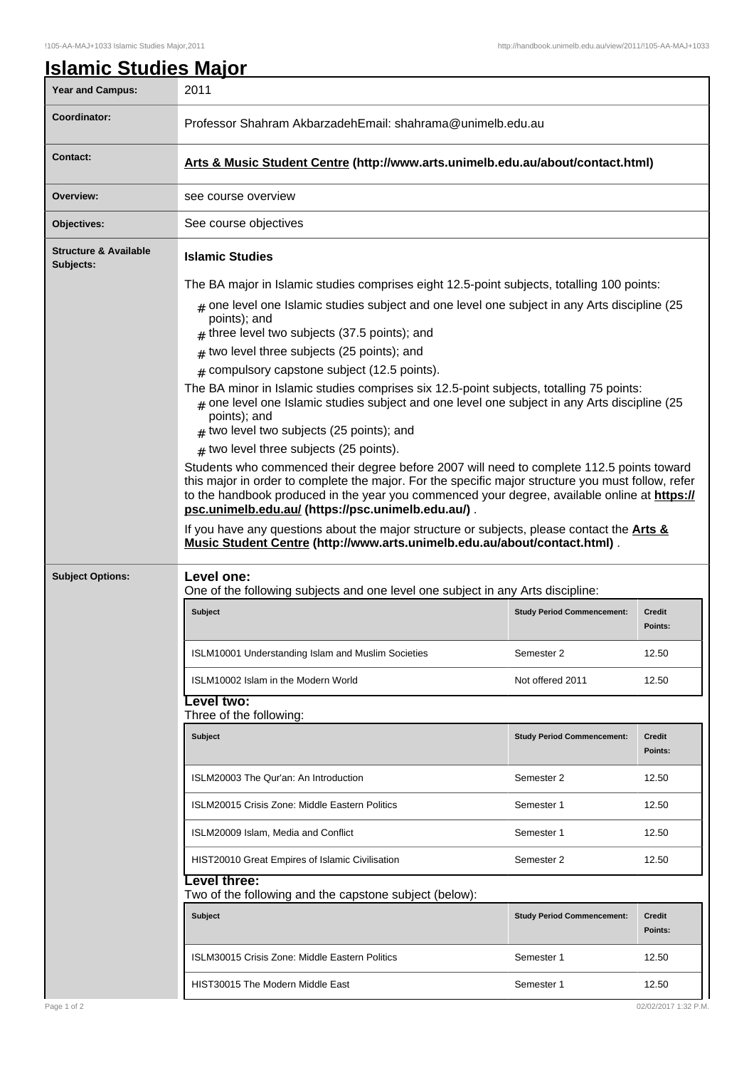# Islamic Studies Major

| Year and Campus: | 2011 |
|---|---|
| Coordinator: | Professor Shahram AkbarzadehEmail: shahrama@unimelb.edu.au |
| Contact: | **Arts & Music Student Centre (http://www.arts.unimelb.edu.au/about/contact.html)** |
| Overview: | see course overview |
| Objectives: | See course objectives |

**Structure & Available Subjects:**

**Islamic Studies**

The BA major in Islamic studies comprises eight 12.5-point subjects, totalling 100 points:

- one level one Islamic studies subject and one level one subject in any Arts discipline (25 points); and
- three level two subjects (37.5 points); and
- two level three subjects (25 points); and
- compulsory capstone subject (12.5 points).

The BA minor in Islamic studies comprises six 12.5-point subjects, totalling 75 points:

- one level one Islamic studies subject and one level one subject in any Arts discipline (25 points); and
- two level two subjects (25 points); and
- two level three subjects (25 points).

Students who commenced their degree before 2007 will need to complete 112.5 points toward this major in order to complete the major. For the specific major structure you must follow, refer to the handbook produced in the year you commenced your degree, available online at **https://psc.unimelb.edu.au/ (https://psc.unimelb.edu.au/)** .

If you have any questions about the major structure or subjects, please contact the **Arts & Music Student Centre (http://www.arts.unimelb.edu.au/about/contact.html)** .

**Subject Options:**

**Level one:**
One of the following subjects and one level one subject in any Arts discipline:

| Subject | Study Period Commencement: | Credit Points: |
|---|---|---|
| ISLM10001 Understanding Islam and Muslim Societies | Semester 2 | 12.50 |
| ISLM10002 Islam in the Modern World | Not offered 2011 | 12.50 |

**Level two:**
Three of the following:

| Subject | Study Period Commencement: | Credit Points: |
|---|---|---|
| ISLM20003 The Qur'an: An Introduction | Semester 2 | 12.50 |
| ISLM20015 Crisis Zone: Middle Eastern Politics | Semester 1 | 12.50 |
| ISLM20009 Islam, Media and Conflict | Semester 1 | 12.50 |
| HIST20010 Great Empires of Islamic Civilisation | Semester 2 | 12.50 |

**Level three:**
Two of the following and the capstone subject (below):

| Subject | Study Period Commencement: | Credit Points: |
|---|---|---|
| ISLM30015 Crisis Zone: Middle Eastern Politics | Semester 1 | 12.50 |
| HIST30015 The Modern Middle East | Semester 1 | 12.50 |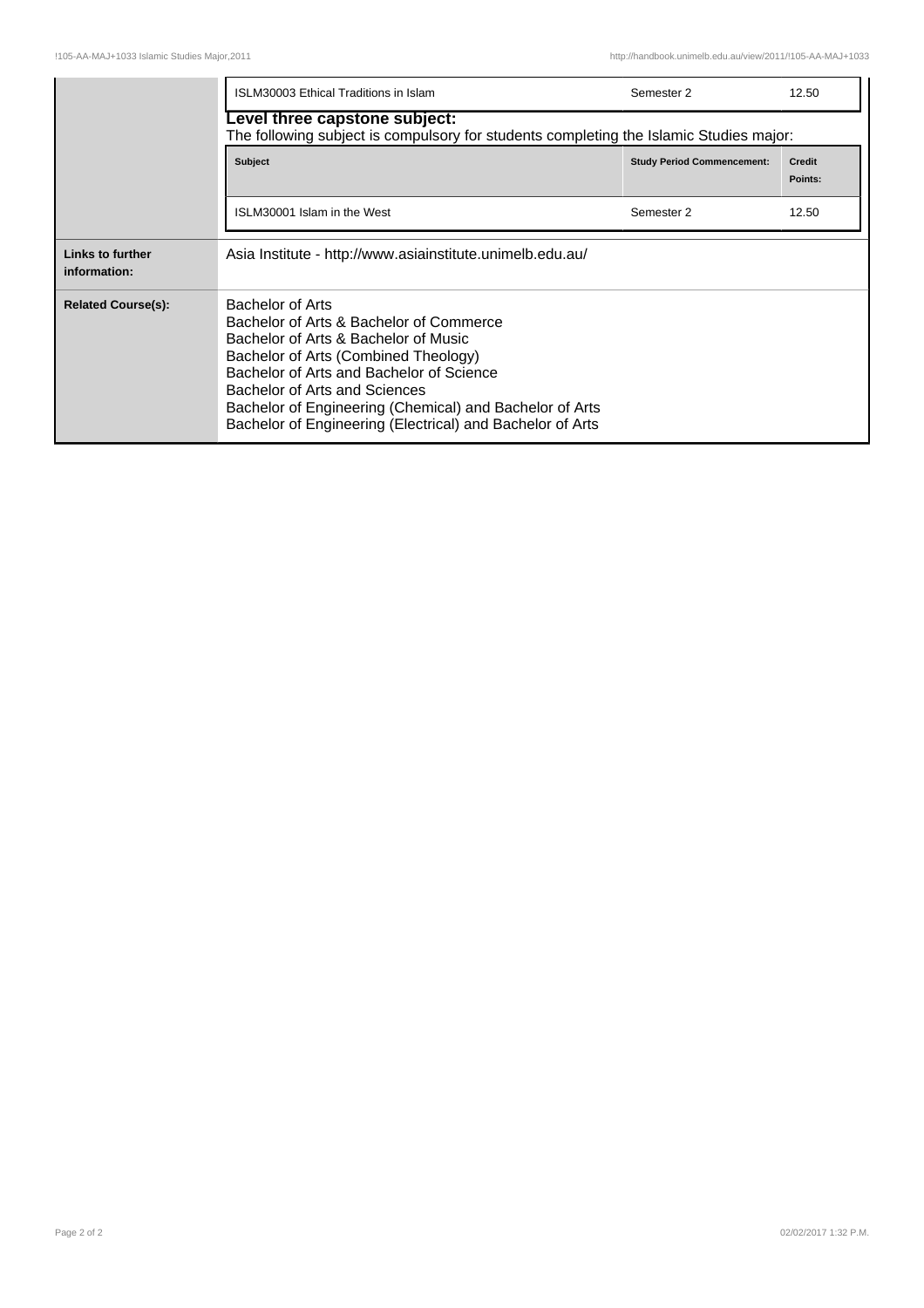| Subject | Study Period Commencement: | Credit Points: |
| --- | --- | --- |
| ISLM30003 Ethical Traditions in Islam | Semester 2 | 12.50 |

**Level three capstone subject:**

The following subject is compulsory for students completing the Islamic Studies major:

| Subject | Study Period Commencement: | Credit Points: |
| --- | --- | --- |
| ISLM30001 Islam in the West | Semester 2 | 12.50 |

| | |
| --- | --- |
| **Links to further information:** | Asia Institute - http://www.asiainstitute.unimelb.edu.au/ |
| **Related Course(s):** | Bachelor of Arts<br>Bachelor of Arts & Bachelor of Commerce<br>Bachelor of Arts & Bachelor of Music<br>Bachelor of Arts (Combined Theology)<br>Bachelor of Arts and Bachelor of Science<br>Bachelor of Arts and Sciences<br>Bachelor of Engineering (Chemical) and Bachelor of Arts<br>Bachelor of Engineering (Electrical) and Bachelor of Arts |